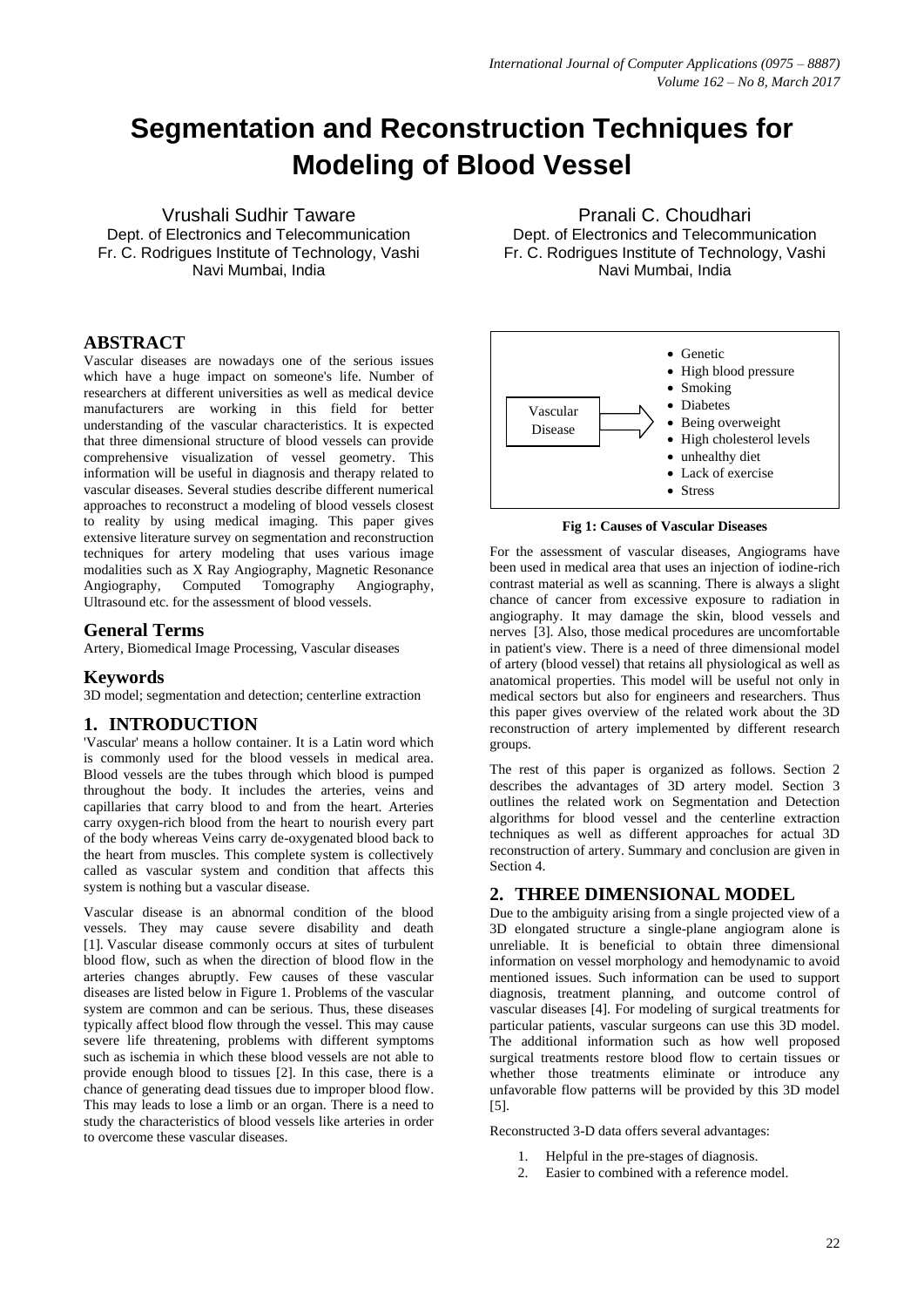# Segmentation and Reconstruction Techniques for Modeling of Blood Vessel

Vrushali Sudhir Taware
Dept. of Electronics and Telecommunication
Fr. C. Rodrigues Institute of Technology, Vashi
Navi Mumbai, India

Pranali C. Choudhari
Dept. of Electronics and Telecommunication
Fr. C. Rodrigues Institute of Technology, Vashi
Navi Mumbai, India

## ABSTRACT

Vascular diseases are nowadays one of the serious issues which have a huge impact on someone's life. Number of researchers at different universities as well as medical device manufacturers are working in this field for better understanding of the vascular characteristics. It is expected that three dimensional structure of blood vessels can provide comprehensive visualization of vessel geometry. This information will be useful in diagnosis and therapy related to vascular diseases. Several studies describe different numerical approaches to reconstruct a modeling of blood vessels closest to reality by using medical imaging. This paper gives extensive literature survey on segmentation and reconstruction techniques for artery modeling that uses various image modalities such as X Ray Angiography, Magnetic Resonance Angiography, Computed Tomography Angiography, Ultrasound etc. for the assessment of blood vessels.

## General Terms

Artery, Biomedical Image Processing, Vascular diseases

## Keywords

3D model; segmentation and detection; centerline extraction

## 1. INTRODUCTION

'Vascular' means a hollow container. It is a Latin word which is commonly used for the blood vessels in medical area. Blood vessels are the tubes through which blood is pumped throughout the body. It includes the arteries, veins and capillaries that carry blood to and from the heart. Arteries carry oxygen-rich blood from the heart to nourish every part of the body whereas Veins carry de-oxygenated blood back to the heart from muscles. This complete system is collectively called as vascular system and condition that affects this system is nothing but a vascular disease.

Vascular disease is an abnormal condition of the blood vessels. They may cause severe disability and death [1]. Vascular disease commonly occurs at sites of turbulent blood flow, such as when the direction of blood flow in the arteries changes abruptly. Few causes of these vascular diseases are listed below in Figure 1. Problems of the vascular system are common and can be serious. Thus, these diseases typically affect blood flow through the vessel. This may cause severe life threatening, problems with different symptoms such as ischemia in which these blood vessels are not able to provide enough blood to tissues [2]. In this case, there is a chance of generating dead tissues due to improper blood flow. This may leads to lose a limb or an organ. There is a need to study the characteristics of blood vessels like arteries in order to overcome these vascular diseases.

Vascular Disease

- Genetic
- High blood pressure
- Smoking
- Diabetes
- Being overweight
- High cholesterol levels
- unhealthy diet
- Lack of exercise
- Stress

**Fig 1: Causes of Vascular Diseases**

For the assessment of vascular diseases, Angiograms have been used in medical area that uses an injection of iodine-rich contrast material as well as scanning. There is always a slight chance of cancer from excessive exposure to radiation in angiography. It may damage the skin, blood vessels and nerves [3]. Also, those medical procedures are uncomfortable in patient's view. There is a need of three dimensional model of artery (blood vessel) that retains all physiological as well as anatomical properties. This model will be useful not only in medical sectors but also for engineers and researchers. Thus this paper gives overview of the related work about the 3D reconstruction of artery implemented by different research groups.

The rest of this paper is organized as follows. Section 2 describes the advantages of 3D artery model. Section 3 outlines the related work on Segmentation and Detection algorithms for blood vessel and the centerline extraction techniques as well as different approaches for actual 3D reconstruction of artery. Summary and conclusion are given in Section 4.

## 2. THREE DIMENSIONAL MODEL

Due to the ambiguity arising from a single projected view of a 3D elongated structure a single-plane angiogram alone is unreliable. It is beneficial to obtain three dimensional information on vessel morphology and hemodynamic to avoid mentioned issues. Such information can be used to support diagnosis, treatment planning, and outcome control of vascular diseases [4]. For modeling of surgical treatments for particular patients, vascular surgeons can use this 3D model. The additional information such as how well proposed surgical treatments restore blood flow to certain tissues or whether those treatments eliminate or introduce any unfavorable flow patterns will be provided by this 3D model [5].

Reconstructed 3-D data offers several advantages:

1. Helpful in the pre-stages of diagnosis.
2. Easier to combined with a reference model.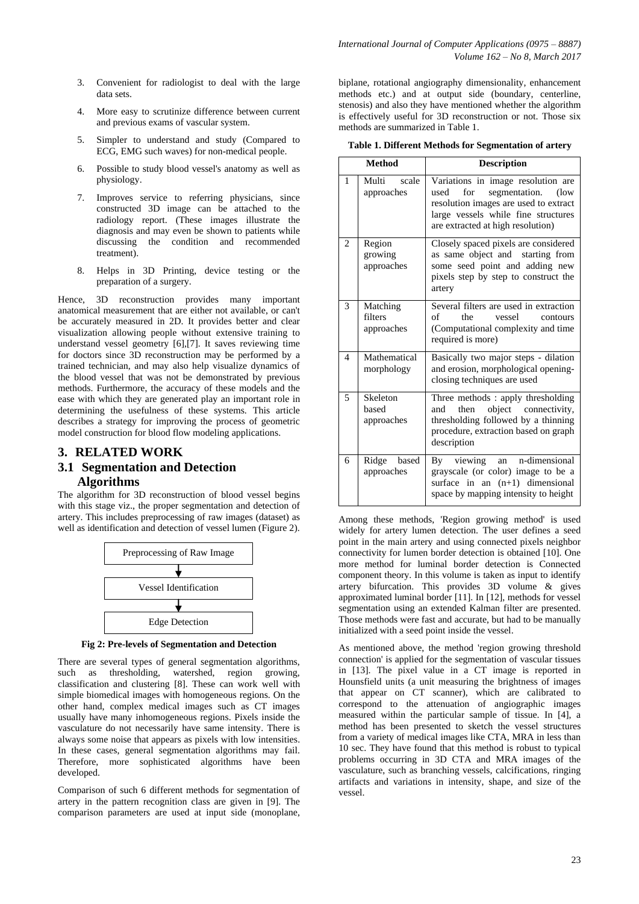3. Convenient for radiologist to deal with the large data sets.

4. More easy to scrutinize difference between current and previous exams of vascular system.

5. Simpler to understand and study (Compared to ECG, EMG such waves) for non-medical people.

6. Possible to study blood vessel's anatomy as well as physiology.

7. Improves service to referring physicians, since constructed 3D image can be attached to the radiology report. (These images illustrate the diagnosis and may even be shown to patients while discussing the condition and recommended treatment).

8. Helps in 3D Printing, device testing or the preparation of a surgery.

Hence, 3D reconstruction provides many important anatomical measurement that are either not available, or can't be accurately measured in 2D. It provides better and clear visualization allowing people without extensive training to understand vessel geometry [6],[7]. It saves reviewing time for doctors since 3D reconstruction may be performed by a trained technician, and may also help visualize dynamics of the blood vessel that was not be demonstrated by previous methods. Furthermore, the accuracy of these models and the ease with which they are generated play an important role in determining the usefulness of these systems. This article describes a strategy for improving the process of geometric model construction for blood flow modeling applications.

# 3. RELATED WORK

## 3.1 Segmentation and Detection Algorithms

The algorithm for 3D reconstruction of blood vessel begins with this stage viz., the proper segmentation and detection of artery. This includes preprocessing of raw images (dataset) as well as identification and detection of vessel lumen (Figure 2).

Preprocessing of Raw Image

Vessel Identification

Edge Detection

**Fig 2: Pre-levels of Segmentation and Detection**

There are several types of general segmentation algorithms, such as thresholding, watershed, region growing, classification and clustering [8]. These can work well with simple biomedical images with homogeneous regions. On the other hand, complex medical images such as CT images usually have many inhomogeneous regions. Pixels inside the vasculature do not necessarily have same intensity. There is always some noise that appears as pixels with low intensities. In these cases, general segmentation algorithms may fail. Therefore, more sophisticated algorithms have been developed.

Comparison of such 6 different methods for segmentation of artery in the pattern recognition class are given in [9]. The comparison parameters are used at input side (monoplane, biplane, rotational angiography dimensionality, enhancement methods etc.) and at output side (boundary, centerline, stenosis) and also they have mentioned whether the algorithm is effectively useful for 3D reconstruction or not. Those six methods are summarized in Table 1.

**Table 1. Different Methods for Segmentation of artery**

| Method | | Description |
|---|---|---|
| 1 | Multi scale approaches | Variations in image resolution are used for segmentation. (low resolution images are used to extract large vessels while fine structures are extracted at high resolution) |
| 2 | Region growing approaches | Closely spaced pixels are considered as same object and starting from some seed point and adding new pixels step by step to construct the artery |
| 3 | Matching filters approaches | Several filters are used in extraction of the vessel contours (Computational complexity and time required is more) |
| 4 | Mathematical morphology | Basically two major steps - dilation and erosion, morphological opening-closing techniques are used |
| 5 | Skeleton based approaches | Three methods : apply thresholding and then object connectivity, thresholding followed by a thinning procedure, extraction based on graph description |
| 6 | Ridge based approaches | By viewing an n-dimensional grayscale (or color) image to be a surface in an (n+1) dimensional space by mapping intensity to height |

Among these methods, 'Region growing method' is used widely for artery lumen detection. The user defines a seed point in the main artery and using connected pixels neighbor connectivity for lumen border detection is obtained [10]. One more method for luminal border detection is Connected component theory. In this volume is taken as input to identify artery bifurcation. This provides 3D volume & gives approximated luminal border [11]. In [12], methods for vessel segmentation using an extended Kalman filter are presented. Those methods were fast and accurate, but had to be manually initialized with a seed point inside the vessel.

As mentioned above, the method 'region growing threshold connection' is applied for the segmentation of vascular tissues in [13]. The pixel value in a CT image is reported in Hounsfield units (a unit measuring the brightness of images that appear on CT scanner), which are calibrated to correspond to the attenuation of angiographic images measured within the particular sample of tissue. In [4], a method has been presented to sketch the vessel structures from a variety of medical images like CTA, MRA in less than 10 sec. They have found that this method is robust to typical problems occurring in 3D CTA and MRA images of the vasculature, such as branching vessels, calcifications, ringing artifacts and variations in intensity, shape, and size of the vessel.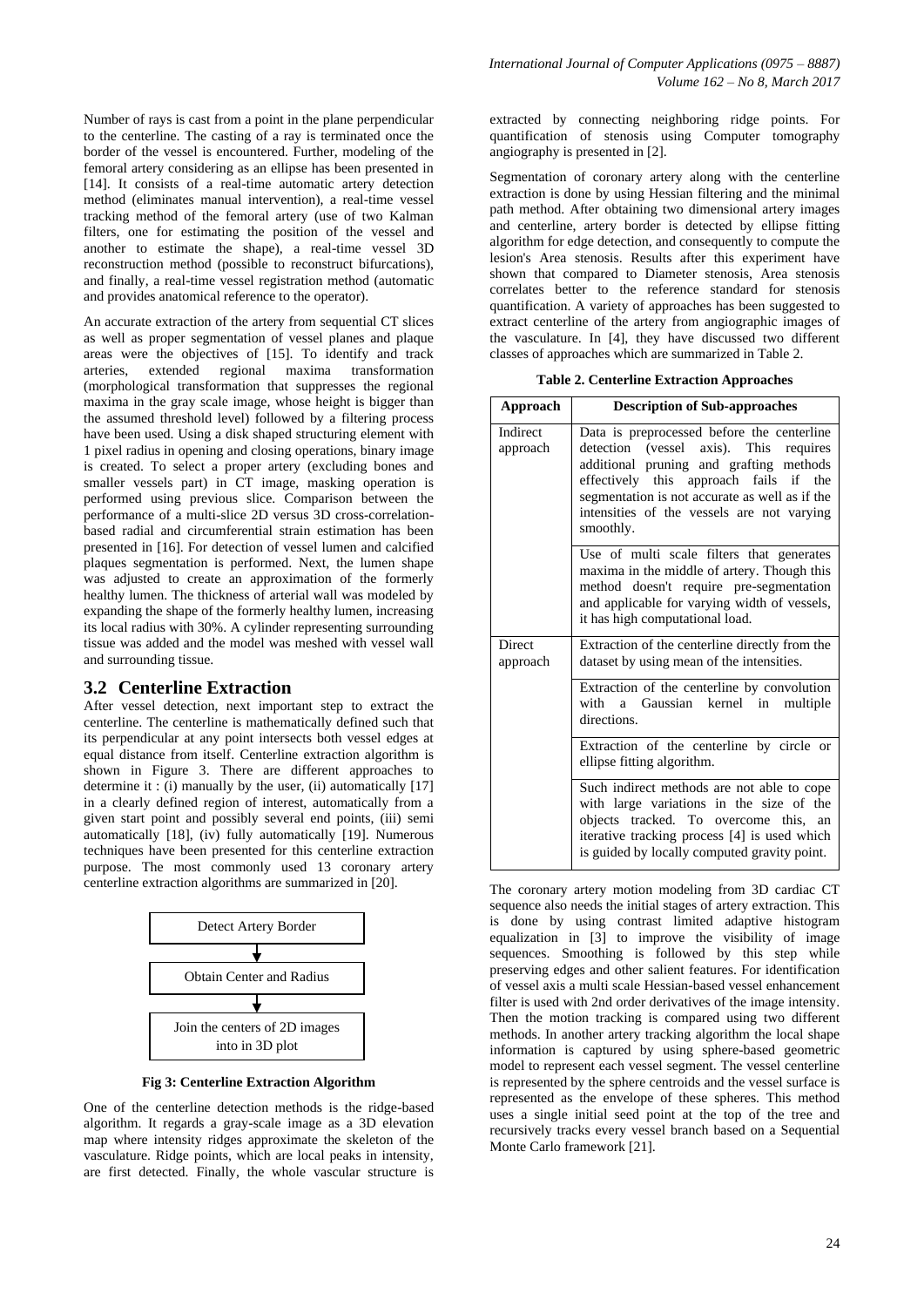Number of rays is cast from a point in the plane perpendicular to the centerline. The casting of a ray is terminated once the border of the vessel is encountered. Further, modeling of the femoral artery considering as an ellipse has been presented in [14]. It consists of a real-time automatic artery detection method (eliminates manual intervention), a real-time vessel tracking method of the femoral artery (use of two Kalman filters, one for estimating the position of the vessel and another to estimate the shape), a real-time vessel 3D reconstruction method (possible to reconstruct bifurcations), and finally, a real-time vessel registration method (automatic and provides anatomical reference to the operator).

An accurate extraction of the artery from sequential CT slices as well as proper segmentation of vessel planes and plaque areas were the objectives of [15]. To identify and track arteries, extended regional maxima transformation (morphological transformation that suppresses the regional maxima in the gray scale image, whose height is bigger than the assumed threshold level) followed by a filtering process have been used. Using a disk shaped structuring element with 1 pixel radius in opening and closing operations, binary image is created. To select a proper artery (excluding bones and smaller vessels part) in CT image, masking operation is performed using previous slice. Comparison between the performance of a multi-slice 2D versus 3D cross-correlation-based radial and circumferential strain estimation has been presented in [16]. For detection of vessel lumen and calcified plaques segmentation is performed. Next, the lumen shape was adjusted to create an approximation of the formerly healthy lumen. The thickness of arterial wall was modeled by expanding the shape of the formerly healthy lumen, increasing its local radius with 30%. A cylinder representing surrounding tissue was added and the model was meshed with vessel wall and surrounding tissue.

## 3.2 Centerline Extraction

After vessel detection, next important step to extract the centerline. The centerline is mathematically defined such that its perpendicular at any point intersects both vessel edges at equal distance from itself. Centerline extraction algorithm is shown in Figure 3. There are different approaches to determine it : (i) manually by the user, (ii) automatically [17] in a clearly defined region of interest, automatically from a given start point and possibly several end points, (iii) semi automatically [18], (iv) fully automatically [19]. Numerous techniques have been presented for this centerline extraction purpose. The most commonly used 13 coronary artery centerline extraction algorithms are summarized in [20].

Detect Artery Border

Obtain Center and Radius

Join the centers of 2D images into in 3D plot

**Fig 3: Centerline Extraction Algorithm**

One of the centerline detection methods is the ridge-based algorithm. It regards a gray-scale image as a 3D elevation map where intensity ridges approximate the skeleton of the vasculature. Ridge points, which are local peaks in intensity, are first detected. Finally, the whole vascular structure is extracted by connecting neighboring ridge points. For quantification of stenosis using Computer tomography angiography is presented in [2].

Segmentation of coronary artery along with the centerline extraction is done by using Hessian filtering and the minimal path method. After obtaining two dimensional artery images and centerline, artery border is detected by ellipse fitting algorithm for edge detection, and consequently to compute the lesion's Area stenosis. Results after this experiment have shown that compared to Diameter stenosis, Area stenosis correlates better to the reference standard for stenosis quantification. A variety of approaches has been suggested to extract centerline of the artery from angiographic images of the vasculature. In [4], they have discussed two different classes of approaches which are summarized in Table 2.

**Table 2. Centerline Extraction Approaches**

| Approach | Description of Sub-approaches |
|---|---|
| Indirect approach | Data is preprocessed before the centerline detection (vessel axis). This requires additional pruning and grafting methods effectively this approach fails if the segmentation is not accurate as well as if the intensities of the vessels are not varying smoothly. |
| | Use of multi scale filters that generates maxima in the middle of artery. Though this method doesn't require pre-segmentation and applicable for varying width of vessels, it has high computational load. |
| Direct approach | Extraction of the centerline directly from the dataset by using mean of the intensities. |
| | Extraction of the centerline by convolution with a Gaussian kernel in multiple directions. |
| | Extraction of the centerline by circle or ellipse fitting algorithm. |
| | Such indirect methods are not able to cope with large variations in the size of the objects tracked. To overcome this, an iterative tracking process [4] is used which is guided by locally computed gravity point. |

The coronary artery motion modeling from 3D cardiac CT sequence also needs the initial stages of artery extraction. This is done by using contrast limited adaptive histogram equalization in [3] to improve the visibility of image sequences. Smoothing is followed by this step while preserving edges and other salient features. For identification of vessel axis a multi scale Hessian-based vessel enhancement filter is used with 2nd order derivatives of the image intensity. Then the motion tracking is compared using two different methods. In another artery tracking algorithm the local shape information is captured by using sphere-based geometric model to represent each vessel segment. The vessel centerline is represented by the sphere centroids and the vessel surface is represented as the envelope of these spheres. This method uses a single initial seed point at the top of the tree and recursively tracks every vessel branch based on a Sequential Monte Carlo framework [21].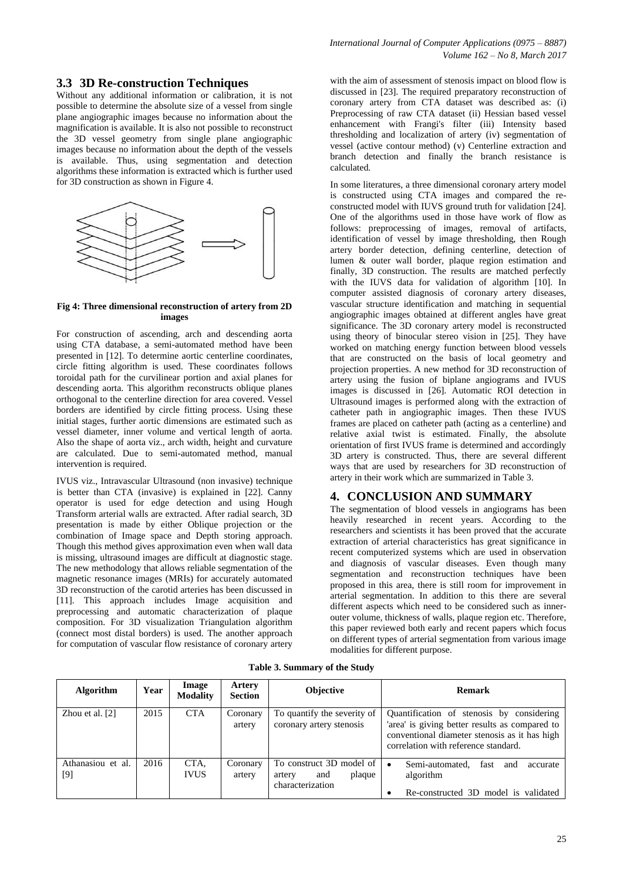### 3.3 3D Re-construction Techniques

Without any additional information or calibration, it is not possible to determine the absolute size of a vessel from single plane angiographic images because no information about the magnification is available. It is also not possible to reconstruct the 3D vessel geometry from single plane angiographic images because no information about the depth of the vessels is available. Thus, using segmentation and detection algorithms these information is extracted which is further used for 3D construction as shown in Figure 4.

**Fig 4: Three dimensional reconstruction of artery from 2D images**

For construction of ascending, arch and descending aorta using CTA database, a semi-automated method have been presented in [12]. To determine aortic centerline coordinates, circle fitting algorithm is used. These coordinates follows toroidal path for the curvilinear portion and axial planes for descending aorta. This algorithm reconstructs oblique planes orthogonal to the centerline direction for area covered. Vessel borders are identified by circle fitting process. Using these initial stages, further aortic dimensions are estimated such as vessel diameter, inner volume and vertical length of aorta. Also the shape of aorta viz., arch width, height and curvature are calculated. Due to semi-automated method, manual intervention is required.

IVUS viz., Intravascular Ultrasound (non invasive) technique is better than CTA (invasive) is explained in [22]. Canny operator is used for edge detection and using Hough Transform arterial walls are extracted. After radial search, 3D presentation is made by either Oblique projection or the combination of Image space and Depth storing approach. Though this method gives approximation even when wall data is missing, ultrasound images are difficult at diagnostic stage. The new methodology that allows reliable segmentation of the magnetic resonance images (MRIs) for accurately automated 3D reconstruction of the carotid arteries has been discussed in [11]. This approach includes Image acquisition and preprocessing and automatic characterization of plaque composition. For 3D visualization Triangulation algorithm (connect most distal borders) is used. The another approach for computation of vascular flow resistance of coronary artery with the aim of assessment of stenosis impact on blood flow is discussed in [23]. The required preparatory reconstruction of coronary artery from CTA dataset was described as: (i) Preprocessing of raw CTA dataset (ii) Hessian based vessel enhancement with Frangi's filter (iii) Intensity based thresholding and localization of artery (iv) segmentation of vessel (active contour method) (v) Centerline extraction and branch detection and finally the branch resistance is calculated.

In some literatures, a three dimensional coronary artery model is constructed using CTA images and compared the re-constructed model with IUVS ground truth for validation [24]. One of the algorithms used in those have work of flow as follows: preprocessing of images, removal of artifacts, identification of vessel by image thresholding, then Rough artery border detection, defining centerline, detection of lumen & outer wall border, plaque region estimation and finally, 3D construction. The results are matched perfectly with the IUVS data for validation of algorithm [10]. In computer assisted diagnosis of coronary artery diseases, vascular structure identification and matching in sequential angiographic images obtained at different angles have great significance. The 3D coronary artery model is reconstructed using theory of binocular stereo vision in [25]. They have worked on matching energy function between blood vessels that are constructed on the basis of local geometry and projection properties. A new method for 3D reconstruction of artery using the fusion of biplane angiograms and IVUS images is discussed in [26]. Automatic ROI detection in Ultrasound images is performed along with the extraction of catheter path in angiographic images. Then these IVUS frames are placed on catheter path (acting as a centerline) and relative axial twist is estimated. Finally, the absolute orientation of first IVUS frame is determined and accordingly 3D artery is constructed. Thus, there are several different ways that are used by researchers for 3D reconstruction of artery in their work which are summarized in Table 3.

## 4. CONCLUSION AND SUMMARY

The segmentation of blood vessels in angiograms has been heavily researched in recent years. According to the researchers and scientists it has been proved that the accurate extraction of arterial characteristics has great significance in recent computerized systems which are used in observation and diagnosis of vascular diseases. Even though many segmentation and reconstruction techniques have been proposed in this area, there is still room for improvement in arterial segmentation. In addition to this there are several different aspects which need to be considered such as inner-outer volume, thickness of walls, plaque region etc. Therefore, this paper reviewed both early and recent papers which focus on different types of arterial segmentation from various image modalities for different purpose.

**Table 3. Summary of the Study**

| Algorithm | Year | Image Modality | Artery Section | Objective | Remark |
|---|---|---|---|---|---|
| Zhou et al. [2] | 2015 | CTA | Coronary artery | To quantify the severity of coronary artery stenosis | Quantification of stenosis by considering 'area' is giving better results as compared to conventional diameter stenosis as it has high correlation with reference standard. |
| Athanasiou et al. [9] | 2016 | CTA, IVUS | Coronary artery | To construct 3D model of artery and plaque characterization | • Semi-automated, fast and accurate algorithm<br>• Re-constructed 3D model is validated |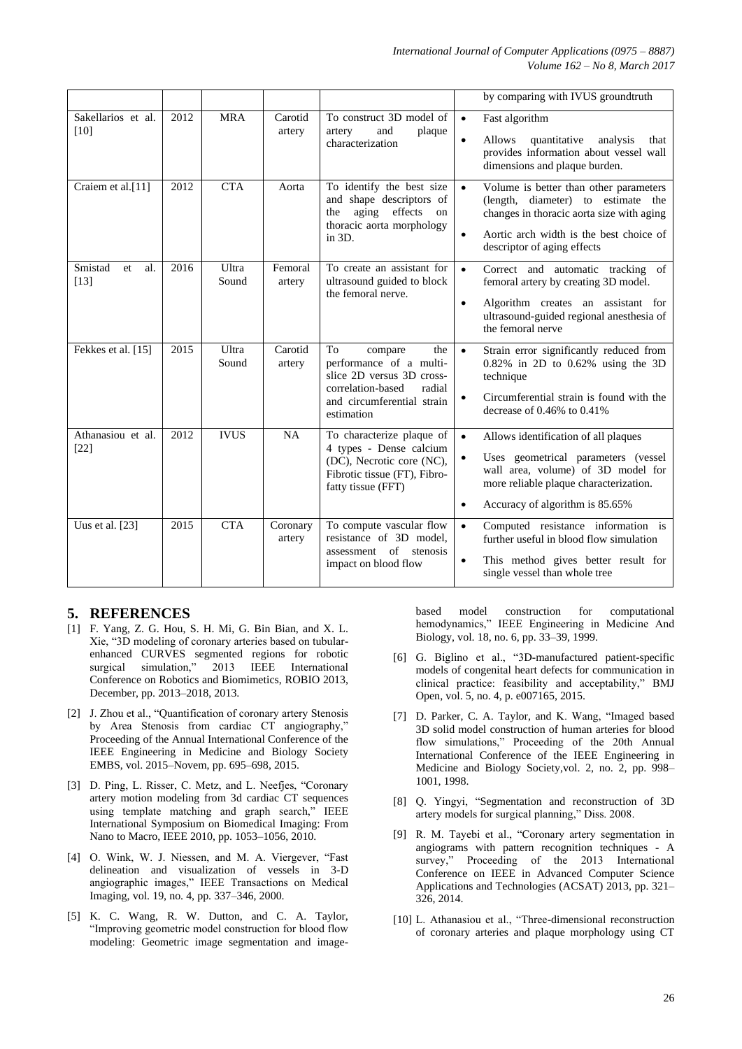| | | | | | |
|---|---|---|---|---|---|
| | | | | | by comparing with IVUS groundtruth |
| Sakellarios et al. [10] | 2012 | MRA | Carotid artery | To construct 3D model of artery and plaque characterization | • Fast algorithm<br>• Allows quantitative analysis that provides information about vessel wall dimensions and plaque burden. |
| Craiem et al.[11] | 2012 | CTA | Aorta | To identify the best size and shape descriptors of the aging effects on thoracic aorta morphology in 3D. | • Volume is better than other parameters (length, diameter) to estimate the changes in thoracic aorta size with aging<br>• Aortic arch width is the best choice of descriptor of aging effects |
| Smistad et al. [13] | 2016 | Ultra Sound | Femoral artery | To create an assistant for ultrasound guided to block the femoral nerve. | • Correct and automatic tracking of femoral artery by creating 3D model.<br>• Algorithm creates an assistant for ultrasound-guided regional anesthesia of the femoral nerve |
| Fekkes et al. [15] | 2015 | Ultra Sound | Carotid artery | To compare the performance of a multi-slice 2D versus 3D cross-correlation-based radial and circumferential strain estimation | • Strain error significantly reduced from 0.82% in 2D to 0.62% using the 3D technique<br>• Circumferential strain is found with the decrease of 0.46% to 0.41% |
| Athanasiou et al. [22] | 2012 | IVUS | NA | To characterize plaque of 4 types - Dense calcium (DC), Necrotic core (NC), Fibrotic tissue (FT), Fibro-fatty tissue (FFT) | • Allows identification of all plaques<br>• Uses geometrical parameters (vessel wall area, volume) of 3D model for more reliable plaque characterization.<br>• Accuracy of algorithm is 85.65% |
| Uus et al. [23] | 2015 | CTA | Coronary artery | To compute vascular flow resistance of 3D model, assessment of stenosis impact on blood flow | • Computed resistance information is further useful in blood flow simulation<br>• This method gives better result for single vessel than whole tree |

## 5. REFERENCES

[1] F. Yang, Z. G. Hou, S. H. Mi, G. Bin Bian, and X. L. Xie, "3D modeling of coronary arteries based on tubular-enhanced CURVES segmented regions for robotic surgical simulation," 2013 IEEE International Conference on Robotics and Biomimetics, ROBIO 2013, December, pp. 2013–2018, 2013.

[2] J. Zhou et al., "Quantification of coronary artery Stenosis by Area Stenosis from cardiac CT angiography," Proceeding of the Annual International Conference of the IEEE Engineering in Medicine and Biology Society EMBS, vol. 2015–Novem, pp. 695–698, 2015.

[3] D. Ping, L. Risser, C. Metz, and L. Neefjes, "Coronary artery motion modeling from 3d cardiac CT sequences using template matching and graph search," IEEE International Symposium on Biomedical Imaging: From Nano to Macro, IEEE 2010, pp. 1053–1056, 2010.

[4] O. Wink, W. J. Niessen, and M. A. Viergever, "Fast delineation and visualization of vessels in 3-D angiographic images," IEEE Transactions on Medical Imaging, vol. 19, no. 4, pp. 337–346, 2000.

[5] K. C. Wang, R. W. Dutton, and C. A. Taylor, "Improving geometric model construction for blood flow modeling: Geometric image segmentation and image-based model construction for computational hemodynamics," IEEE Engineering in Medicine And Biology, vol. 18, no. 6, pp. 33–39, 1999.

[6] G. Biglino et al., "3D-manufactured patient-specific models of congenital heart defects for communication in clinical practice: feasibility and acceptability," BMJ Open, vol. 5, no. 4, p. e007165, 2015.

[7] D. Parker, C. A. Taylor, and K. Wang, "Imaged based 3D solid model construction of human arteries for blood flow simulations," Proceeding of the 20th Annual International Conference of the IEEE Engineering in Medicine and Biology Society,vol. 2, no. 2, pp. 998–1001, 1998.

[8] Q. Yingyi, "Segmentation and reconstruction of 3D artery models for surgical planning," Diss. 2008.

[9] R. M. Tayebi et al., "Coronary artery segmentation in angiograms with pattern recognition techniques - A survey," Proceeding of the 2013 International Conference on IEEE in Advanced Computer Science Applications and Technologies (ACSAT) 2013, pp. 321–326, 2014.

[10] L. Athanasiou et al., "Three-dimensional reconstruction of coronary arteries and plaque morphology using CT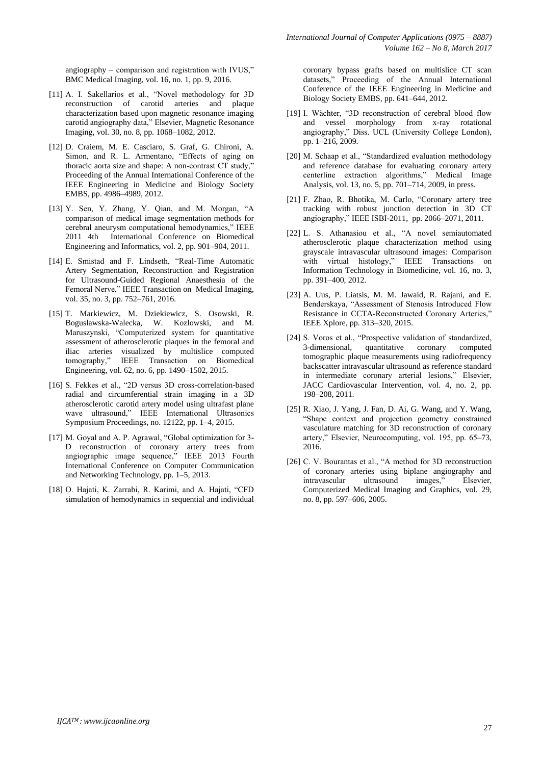angiography – comparison and registration with IVUS," BMC Medical Imaging, vol. 16, no. 1, pp. 9, 2016.

[11] A. I. Sakellarios et al., "Novel methodology for 3D reconstruction of carotid arteries and plaque characterization based upon magnetic resonance imaging carotid angiography data," Elsevier, Magnetic Resonance Imaging, vol. 30, no. 8, pp. 1068–1082, 2012.

[12] D. Craiem, M. E. Casciaro, S. Graf, G. Chironi, A. Simon, and R. L. Armentano, "Effects of aging on thoracic aorta size and shape: A non-contrast CT study," Proceeding of the Annual International Conference of the IEEE Engineering in Medicine and Biology Society EMBS, pp. 4986–4989, 2012.

[13] Y. Sen, Y. Zhang, Y. Qian, and M. Morgan, "A comparison of medical image segmentation methods for cerebral aneurysm computational hemodynamics," IEEE 2011 4th International Conference on Biomedical Engineering and Informatics, vol. 2, pp. 901–904, 2011.

[14] E. Smistad and F. Lindseth, "Real-Time Automatic Artery Segmentation, Reconstruction and Registration for Ultrasound-Guided Regional Anaesthesia of the Femoral Nerve," IEEE Transaction on Medical Imaging, vol. 35, no. 3, pp. 752–761, 2016.

[15] T. Markiewicz, M. Dziekiewicz, S. Osowski, R. Boguslawska-Walecka, W. Kozlowski, and M. Maruszynski, "Computerized system for quantitative assessment of atherosclerotic plaques in the femoral and iliac arteries visualized by multislice computed tomography," IEEE Transaction on Biomedical Engineering, vol. 62, no. 6, pp. 1490–1502, 2015.

[16] S. Fekkes et al., "2D versus 3D cross-correlation-based radial and circumferential strain imaging in a 3D atherosclerotic carotid artery model using ultrafast plane wave ultrasound," IEEE International Ultrasonics Symposium Proceedings, no. 12122, pp. 1–4, 2015.

[17] M. Goyal and A. P. Agrawal, "Global optimization for 3-D reconstruction of coronary artery trees from angiographic image sequence," IEEE 2013 Fourth International Conference on Computer Communication and Networking Technology, pp. 1–5, 2013.

[18] O. Hajati, K. Zarrabi, R. Karimi, and A. Hajati, "CFD simulation of hemodynamics in sequential and individual coronary bypass grafts based on multislice CT scan datasets," Proceeding of the Annual International Conference of the IEEE Engineering in Medicine and Biology Society EMBS, pp. 641–644, 2012.

[19] I. Wächter, "3D reconstruction of cerebral blood flow and vessel morphology from x-ray rotational angiography," Diss. UCL (University College London), pp. 1–216, 2009.

[20] M. Schaap et al., "Standardized evaluation methodology and reference database for evaluating coronary artery centerline extraction algorithms," Medical Image Analysis, vol. 13, no. 5, pp. 701–714, 2009, in press.

[21] F. Zhao, R. Bhotika, M. Carlo, "Coronary artery tree tracking with robust junction detection in 3D CT angiography," IEEE ISBI-2011, pp. 2066–2071, 2011.

[22] L. S. Athanasiou et al., "A novel semiautomated atherosclerotic plaque characterization method using grayscale intravascular ultrasound images: Comparison with virtual histology," IEEE Transactions on Information Technology in Biomedicine, vol. 16, no. 3, pp. 391–400, 2012.

[23] A. Uus, P. Liatsis, M. M. Jawaid, R. Rajani, and E. Benderskaya, "Assessment of Stenosis Introduced Flow Resistance in CCTA-Reconstructed Coronary Arteries," IEEE Xplore, pp. 313–320, 2015.

[24] S. Voros et al., "Prospective validation of standardized, 3-dimensional, quantitative coronary computed tomographic plaque measurements using radiofrequency backscatter intravascular ultrasound as reference standard in intermediate coronary arterial lesions," Elsevier, JACC Cardiovascular Intervention, vol. 4, no. 2, pp. 198–208, 2011.

[25] R. Xiao, J. Yang, J. Fan, D. Ai, G. Wang, and Y. Wang, "Shape context and projection geometry constrained vasculature matching for 3D reconstruction of coronary artery," Elsevier, Neurocomputing, vol. 195, pp. 65–73, 2016.

[26] C. V. Bourantas et al., "A method for 3D reconstruction of coronary arteries using biplane angiography and intravascular ultrasound images," Elsevier, Computerized Medical Imaging and Graphics, vol. 29, no. 8, pp. 597–606, 2005.